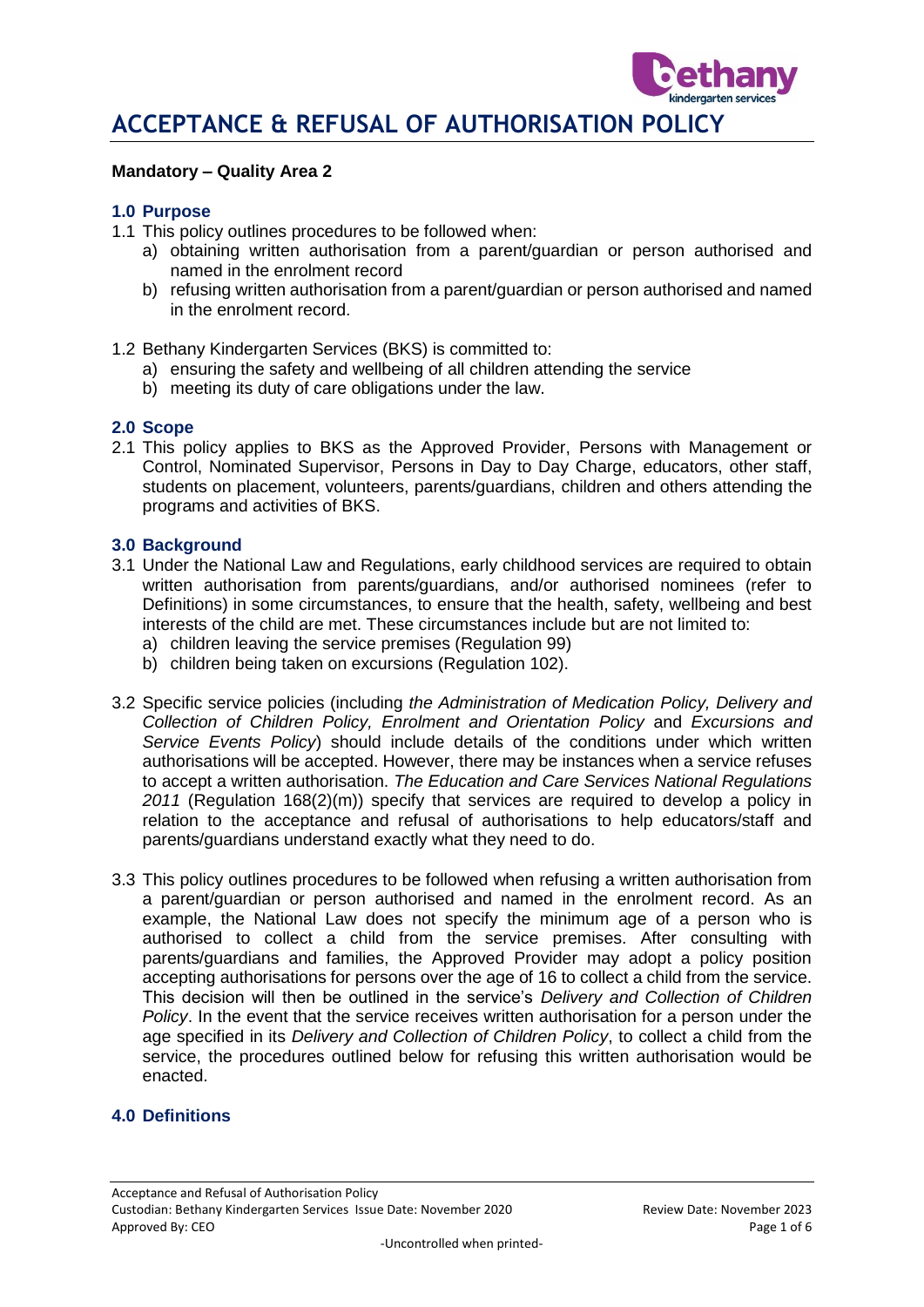# ACCEPTANCE & REFUSAL OF AUTHORISATION POLICY

**Mandatory – Quality Area 2**

## 1.0 Purpose

1.1 This policy outlines procedures to be followed when:

a) obtaining written authorisation from a parent/guardian or person authorised and named in the enrolment record

b) refusing written authorisation from a parent/guardian or person authorised and named in the enrolment record.

1.2 Bethany Kindergarten Services (BKS) is committed to:

a) ensuring the safety and wellbeing of all children attending the service

b) meeting its duty of care obligations under the law.

## 2.0 Scope

2.1 This policy applies to BKS as the Approved Provider, Persons with Management or Control, Nominated Supervisor, Persons in Day to Day Charge, educators, other staff, students on placement, volunteers, parents/guardians, children and others attending the programs and activities of BKS.

## 3.0 Background

3.1 Under the National Law and Regulations, early childhood services are required to obtain written authorisation from parents/guardians, and/or authorised nominees (refer to Definitions) in some circumstances, to ensure that the health, safety, wellbeing and best interests of the child are met. These circumstances include but are not limited to:

a) children leaving the service premises (Regulation 99)

b) children being taken on excursions (Regulation 102).

3.2 Specific service policies (including *the Administration of Medication Policy, Delivery and Collection of Children Policy, Enrolment and Orientation Policy* and *Excursions and Service Events Policy*) should include details of the conditions under which written authorisations will be accepted. However, there may be instances when a service refuses to accept a written authorisation. *The Education and Care Services National Regulations 2011* (Regulation 168(2)(m)) specify that services are required to develop a policy in relation to the acceptance and refusal of authorisations to help educators/staff and parents/guardians understand exactly what they need to do.

3.3 This policy outlines procedures to be followed when refusing a written authorisation from a parent/guardian or person authorised and named in the enrolment record. As an example, the National Law does not specify the minimum age of a person who is authorised to collect a child from the service premises. After consulting with parents/guardians and families, the Approved Provider may adopt a policy position accepting authorisations for persons over the age of 16 to collect a child from the service. This decision will then be outlined in the service's *Delivery and Collection of Children Policy*. In the event that the service receives written authorisation for a person under the age specified in its *Delivery and Collection of Children Policy*, to collect a child from the service, the procedures outlined below for refusing this written authorisation would be enacted.

## 4.0 Definitions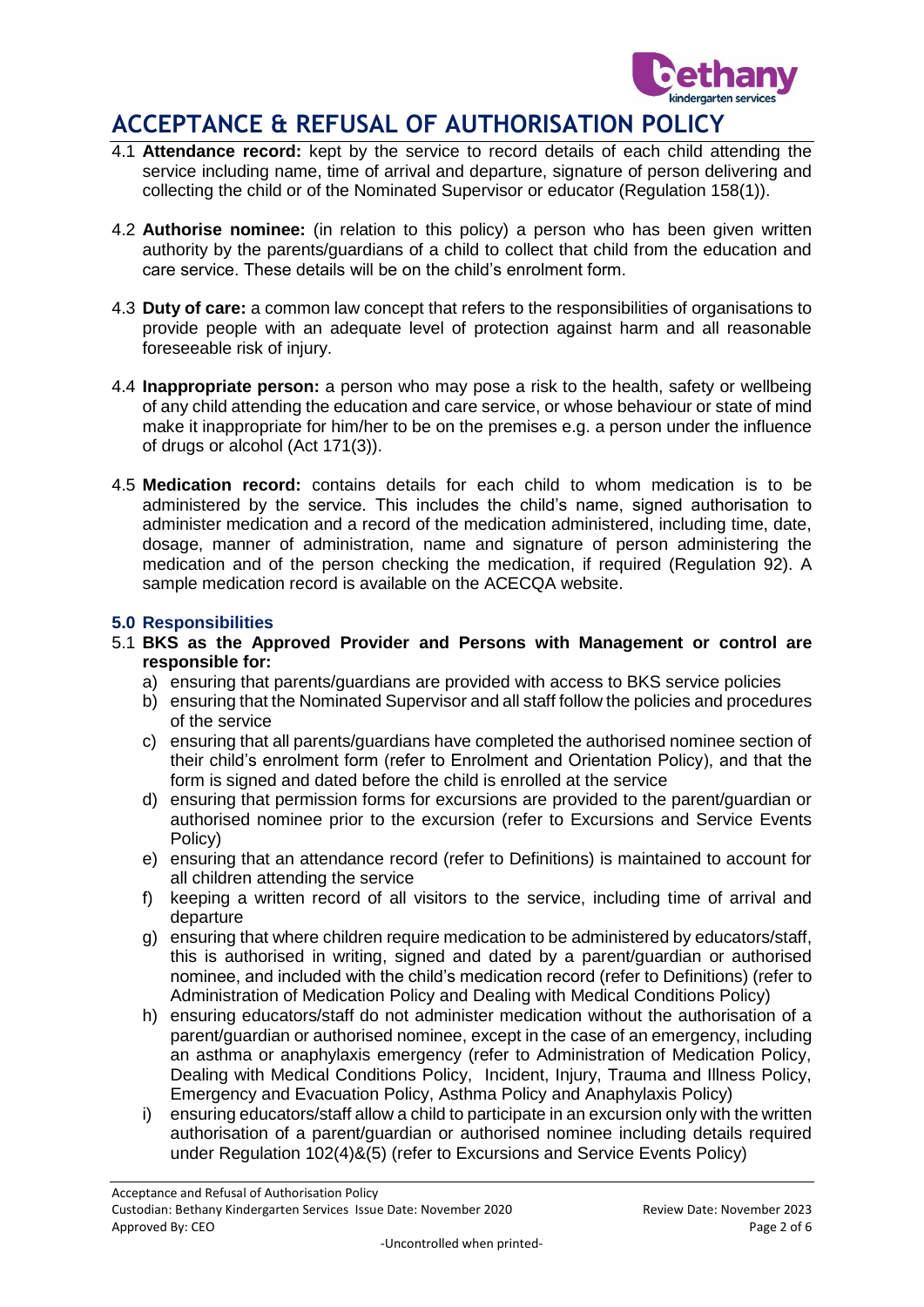# ACCEPTANCE & REFUSAL OF AUTHORISATION POLICY

4.1 **Attendance record:** kept by the service to record details of each child attending the service including name, time of arrival and departure, signature of person delivering and collecting the child or of the Nominated Supervisor or educator (Regulation 158(1)).

4.2 **Authorise nominee:** (in relation to this policy) a person who has been given written authority by the parents/guardians of a child to collect that child from the education and care service. These details will be on the child's enrolment form.

4.3 **Duty of care:** a common law concept that refers to the responsibilities of organisations to provide people with an adequate level of protection against harm and all reasonable foreseeable risk of injury.

4.4 **Inappropriate person:** a person who may pose a risk to the health, safety or wellbeing of any child attending the education and care service, or whose behaviour or state of mind make it inappropriate for him/her to be on the premises e.g. a person under the influence of drugs or alcohol (Act 171(3)).

4.5 **Medication record:** contains details for each child to whom medication is to be administered by the service. This includes the child's name, signed authorisation to administer medication and a record of the medication administered, including time, date, dosage, manner of administration, name and signature of person administering the medication and of the person checking the medication, if required (Regulation 92). A sample medication record is available on the ACECQA website.

### 5.0 Responsibilities

5.1 **BKS as the Approved Provider and Persons with Management or control are responsible for:**

a) ensuring that parents/guardians are provided with access to BKS service policies
b) ensuring that the Nominated Supervisor and all staff follow the policies and procedures of the service
c) ensuring that all parents/guardians have completed the authorised nominee section of their child's enrolment form (refer to Enrolment and Orientation Policy), and that the form is signed and dated before the child is enrolled at the service
d) ensuring that permission forms for excursions are provided to the parent/guardian or authorised nominee prior to the excursion (refer to Excursions and Service Events Policy)
e) ensuring that an attendance record (refer to Definitions) is maintained to account for all children attending the service
f) keeping a written record of all visitors to the service, including time of arrival and departure
g) ensuring that where children require medication to be administered by educators/staff, this is authorised in writing, signed and dated by a parent/guardian or authorised nominee, and included with the child's medication record (refer to Definitions) (refer to Administration of Medication Policy and Dealing with Medical Conditions Policy)
h) ensuring educators/staff do not administer medication without the authorisation of a parent/guardian or authorised nominee, except in the case of an emergency, including an asthma or anaphylaxis emergency (refer to Administration of Medication Policy, Dealing with Medical Conditions Policy, Incident, Injury, Trauma and Illness Policy, Emergency and Evacuation Policy, Asthma Policy and Anaphylaxis Policy)
i) ensuring educators/staff allow a child to participate in an excursion only with the written authorisation of a parent/guardian or authorised nominee including details required under Regulation 102(4)&(5) (refer to Excursions and Service Events Policy)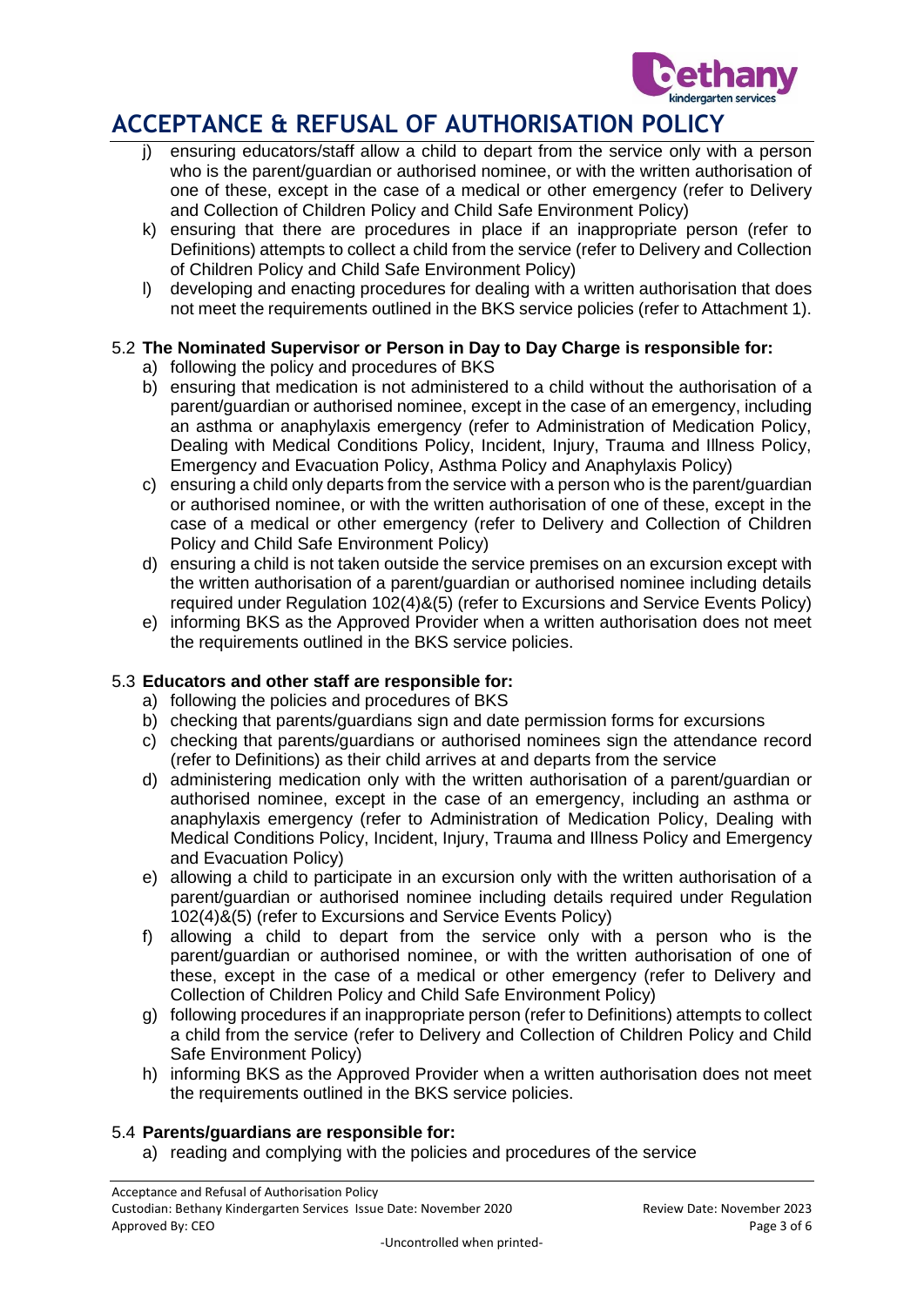# ACCEPTANCE & REFUSAL OF AUTHORISATION POLICY

j) ensuring educators/staff allow a child to depart from the service only with a person who is the parent/guardian or authorised nominee, or with the written authorisation of one of these, except in the case of a medical or other emergency (refer to Delivery and Collection of Children Policy and Child Safe Environment Policy)

k) ensuring that there are procedures in place if an inappropriate person (refer to Definitions) attempts to collect a child from the service (refer to Delivery and Collection of Children Policy and Child Safe Environment Policy)

l) developing and enacting procedures for dealing with a written authorisation that does not meet the requirements outlined in the BKS service policies (refer to Attachment 1).

### 5.2 The Nominated Supervisor or Person in Day to Day Charge is responsible for:

a) following the policy and procedures of BKS

b) ensuring that medication is not administered to a child without the authorisation of a parent/guardian or authorised nominee, except in the case of an emergency, including an asthma or anaphylaxis emergency (refer to Administration of Medication Policy, Dealing with Medical Conditions Policy, Incident, Injury, Trauma and Illness Policy, Emergency and Evacuation Policy, Asthma Policy and Anaphylaxis Policy)

c) ensuring a child only departs from the service with a person who is the parent/guardian or authorised nominee, or with the written authorisation of one of these, except in the case of a medical or other emergency (refer to Delivery and Collection of Children Policy and Child Safe Environment Policy)

d) ensuring a child is not taken outside the service premises on an excursion except with the written authorisation of a parent/guardian or authorised nominee including details required under Regulation 102(4)&(5) (refer to Excursions and Service Events Policy)

e) informing BKS as the Approved Provider when a written authorisation does not meet the requirements outlined in the BKS service policies.

### 5.3 Educators and other staff are responsible for:

a) following the policies and procedures of BKS

b) checking that parents/guardians sign and date permission forms for excursions

c) checking that parents/guardians or authorised nominees sign the attendance record (refer to Definitions) as their child arrives at and departs from the service

d) administering medication only with the written authorisation of a parent/guardian or authorised nominee, except in the case of an emergency, including an asthma or anaphylaxis emergency (refer to Administration of Medication Policy, Dealing with Medical Conditions Policy, Incident, Injury, Trauma and Illness Policy and Emergency and Evacuation Policy)

e) allowing a child to participate in an excursion only with the written authorisation of a parent/guardian or authorised nominee including details required under Regulation 102(4)&(5) (refer to Excursions and Service Events Policy)

f) allowing a child to depart from the service only with a person who is the parent/guardian or authorised nominee, or with the written authorisation of one of these, except in the case of a medical or other emergency (refer to Delivery and Collection of Children Policy and Child Safe Environment Policy)

g) following procedures if an inappropriate person (refer to Definitions) attempts to collect a child from the service (refer to Delivery and Collection of Children Policy and Child Safe Environment Policy)

h) informing BKS as the Approved Provider when a written authorisation does not meet the requirements outlined in the BKS service policies.

### 5.4 Parents/guardians are responsible for:

a) reading and complying with the policies and procedures of the service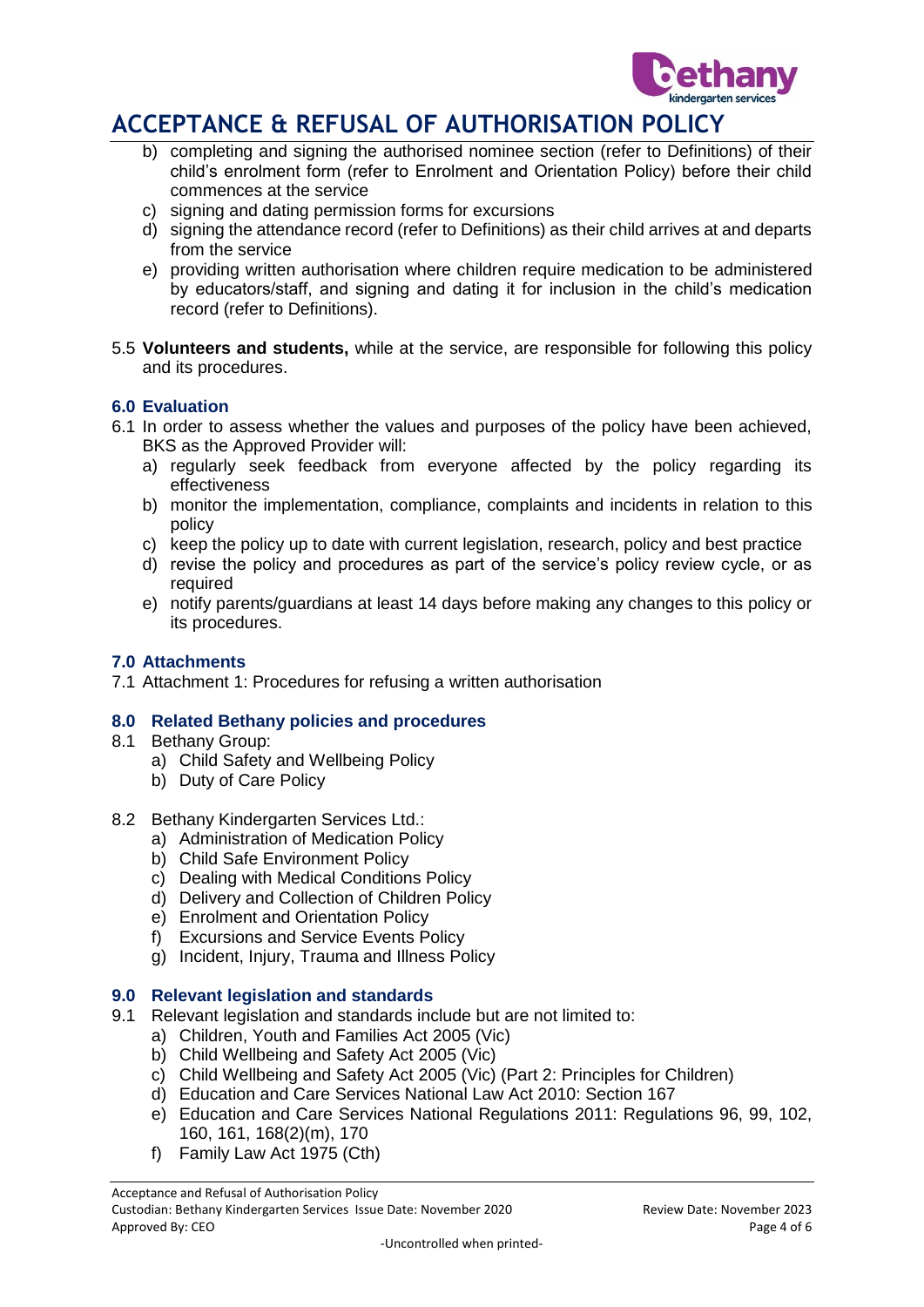b) completing and signing the authorised nominee section (refer to Definitions) of their child's enrolment form (refer to Enrolment and Orientation Policy) before their child commences at the service
c) signing and dating permission forms for excursions
d) signing the attendance record (refer to Definitions) as their child arrives at and departs from the service
e) providing written authorisation where children require medication to be administered by educators/staff, and signing and dating it for inclusion in the child's medication record (refer to Definitions).

5.5 **Volunteers and students,** while at the service, are responsible for following this policy and its procedures.

### 6.0 Evaluation

6.1 In order to assess whether the values and purposes of the policy have been achieved, BKS as the Approved Provider will:
a) regularly seek feedback from everyone affected by the policy regarding its effectiveness
b) monitor the implementation, compliance, complaints and incidents in relation to this policy
c) keep the policy up to date with current legislation, research, policy and best practice
d) revise the policy and procedures as part of the service's policy review cycle, or as required
e) notify parents/guardians at least 14 days before making any changes to this policy or its procedures.

### 7.0 Attachments

7.1 Attachment 1: Procedures for refusing a written authorisation

### 8.0 Related Bethany policies and procedures

8.1 Bethany Group:
a) Child Safety and Wellbeing Policy
b) Duty of Care Policy

8.2 Bethany Kindergarten Services Ltd.:
a) Administration of Medication Policy
b) Child Safe Environment Policy
c) Dealing with Medical Conditions Policy
d) Delivery and Collection of Children Policy
e) Enrolment and Orientation Policy
f) Excursions and Service Events Policy
g) Incident, Injury, Trauma and Illness Policy

### 9.0 Relevant legislation and standards

9.1 Relevant legislation and standards include but are not limited to:
a) Children, Youth and Families Act 2005 (Vic)
b) Child Wellbeing and Safety Act 2005 (Vic)
c) Child Wellbeing and Safety Act 2005 (Vic) (Part 2: Principles for Children)
d) Education and Care Services National Law Act 2010: Section 167
e) Education and Care Services National Regulations 2011: Regulations 96, 99, 102, 160, 161, 168(2)(m), 170
f) Family Law Act 1975 (Cth)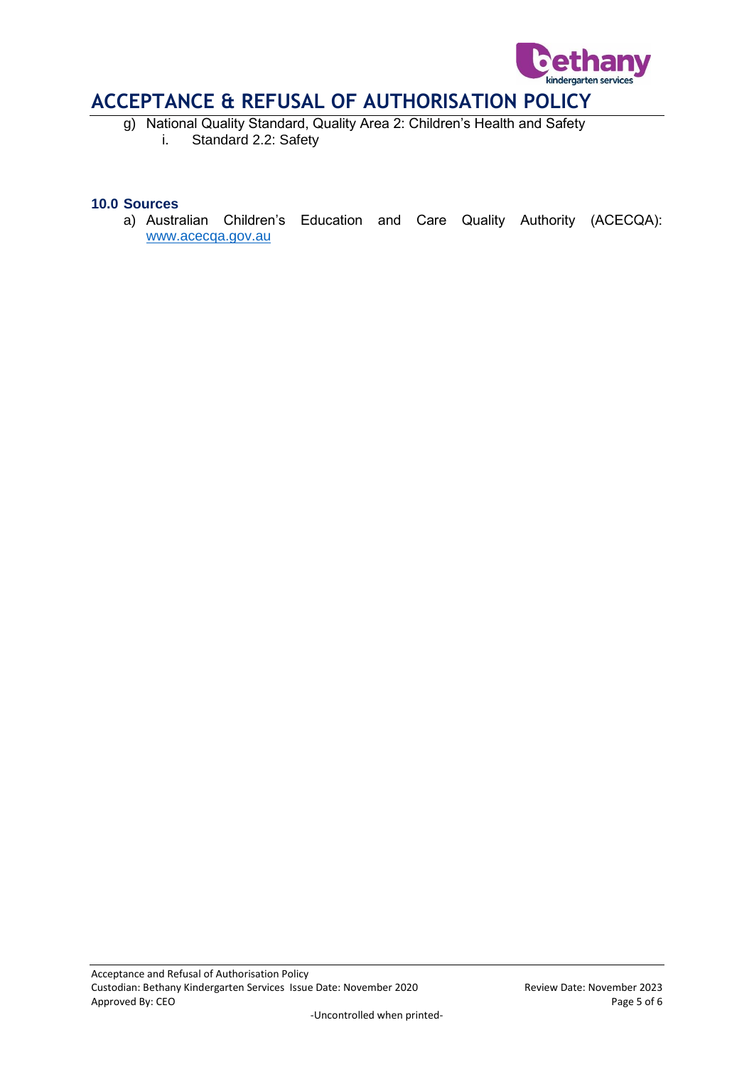g) National Quality Standard, Quality Area 2: Children's Health and Safety
   i. Standard 2.2: Safety

### 10.0 Sources

a) Australian Children's Education and Care Quality Authority (ACECQA): [www.acecqa.gov.au](http://www.acecqa.gov.au)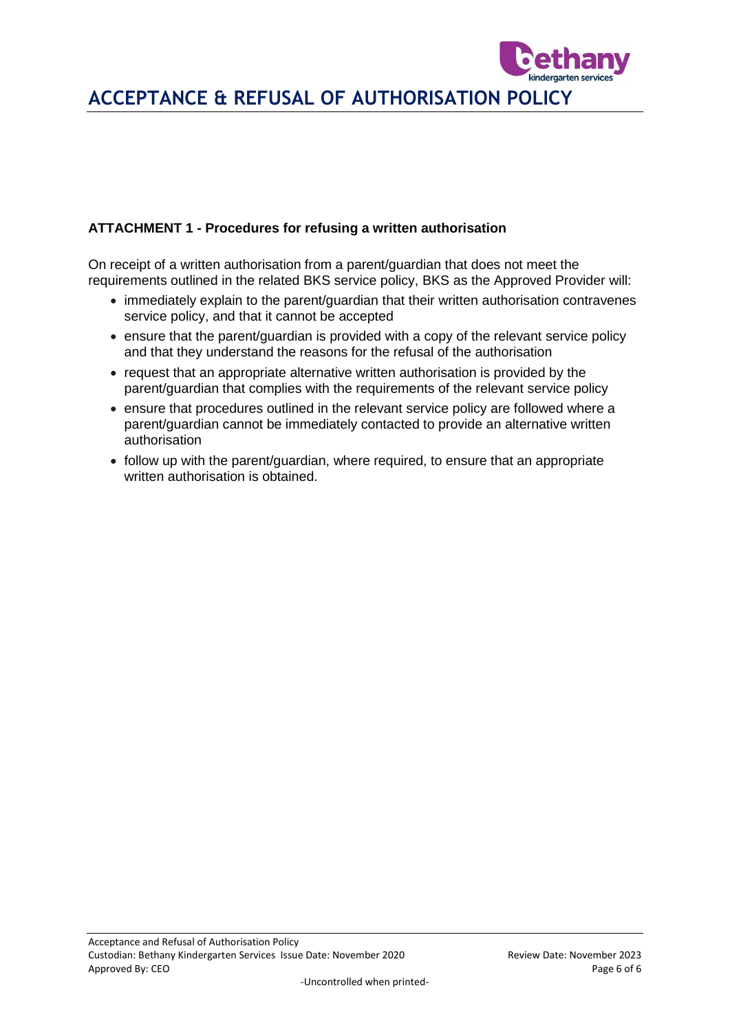### ATTACHMENT 1 - Procedures for refusing a written authorisation

On receipt of a written authorisation from a parent/guardian that does not meet the requirements outlined in the related BKS service policy, BKS as the Approved Provider will:

- immediately explain to the parent/guardian that their written authorisation contravenes service policy, and that it cannot be accepted
- ensure that the parent/guardian is provided with a copy of the relevant service policy and that they understand the reasons for the refusal of the authorisation
- request that an appropriate alternative written authorisation is provided by the parent/guardian that complies with the requirements of the relevant service policy
- ensure that procedures outlined in the relevant service policy are followed where a parent/guardian cannot be immediately contacted to provide an alternative written authorisation
- follow up with the parent/guardian, where required, to ensure that an appropriate written authorisation is obtained.